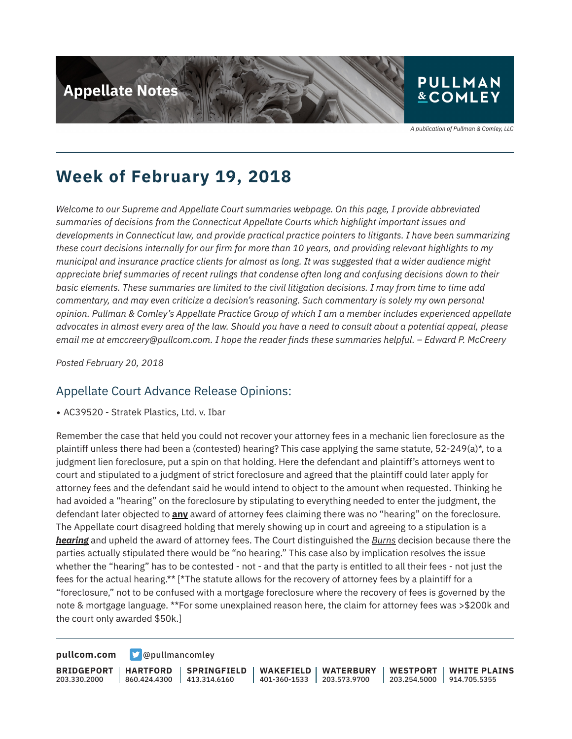# Appellate Notes

PULLMAN & COMLEY

*A publication of Pullman & Comley, LLC*

## Week of February 19, 2018

*Welcome to our Supreme and Appellate Court summaries webpage. On this page, I provide abbreviated summaries of decisions from the Connecticut Appellate Courts which highlight important issues and developments in Connecticut law, and provide practical practice pointers to litigants. I have been summarizing these court decisions internally for our firm for more than 10 years, and providing relevant highlights to my municipal and insurance practice clients for almost as long. It was suggested that a wider audience might appreciate brief summaries of recent rulings that condense often long and confusing decisions down to their basic elements. These summaries are limited to the civil litigation decisions. I may from time to time add commentary, and may even criticize a decision's reasoning. Such commentary is solely my own personal opinion. Pullman & Comley's Appellate Practice Group of which I am a member includes experienced appellate advocates in almost every area of the law. Should you have a need to consult about a potential appeal, please email me at emccreery@pullcom.com. I hope the reader finds these summaries helpful. – Edward P. McCreery*

*Posted February 20, 2018*

### Appellate Court Advance Release Opinions:

- AC39520 - Stratek Plastics, Ltd. v. Ibar

Remember the case that held you could not recover your attorney fees in a mechanic lien foreclosure as the plaintiff unless there had been a (contested) hearing? This case applying the same statute, 52-249(a)*, to a judgment lien foreclosure, put a spin on that holding. Here the defendant and plaintiff's attorneys went to court and stipulated to a judgment of strict foreclosure and agreed that the plaintiff could later apply for attorney fees and the defendant said he would intend to object to the amount when requested. Thinking he had avoided a "hearing" on the foreclosure by stipulating to everything needed to enter the judgment, the defendant later objected to **any** award of attorney fees claiming there was no "hearing" on the foreclosure. The Appellate court disagreed holding that merely showing up in court and agreeing to a stipulation is a ***hearing*** and upheld the award of attorney fees. The Court distinguished the *Burns* decision because there the parties actually stipulated there would be "no hearing." This case also by implication resolves the issue whether the "hearing" has to be contested - not - and that the party is entitled to all their fees - not just the fees for the actual hearing.** [*The statute allows for the recovery of attorney fees by a plaintiff for a "foreclosure," not to be confused with a mortgage foreclosure where the recovery of fees is governed by the note & mortgage language. **For some unexplained reason here, the claim for attorney fees was >$200k and the court only awarded $50k.]

**pullcom.com** @pullmancomley

**BRIDGEPORT** 203.330.2000 | **HARTFORD** 860.424.4300 | **SPRINGFIELD** 413.314.6160 | **WAKEFIELD** 401-360-1533 | **WATERBURY** 203.573.9700 | **WESTPORT** 203.254.5000 | **WHITE PLAINS** 914.705.5355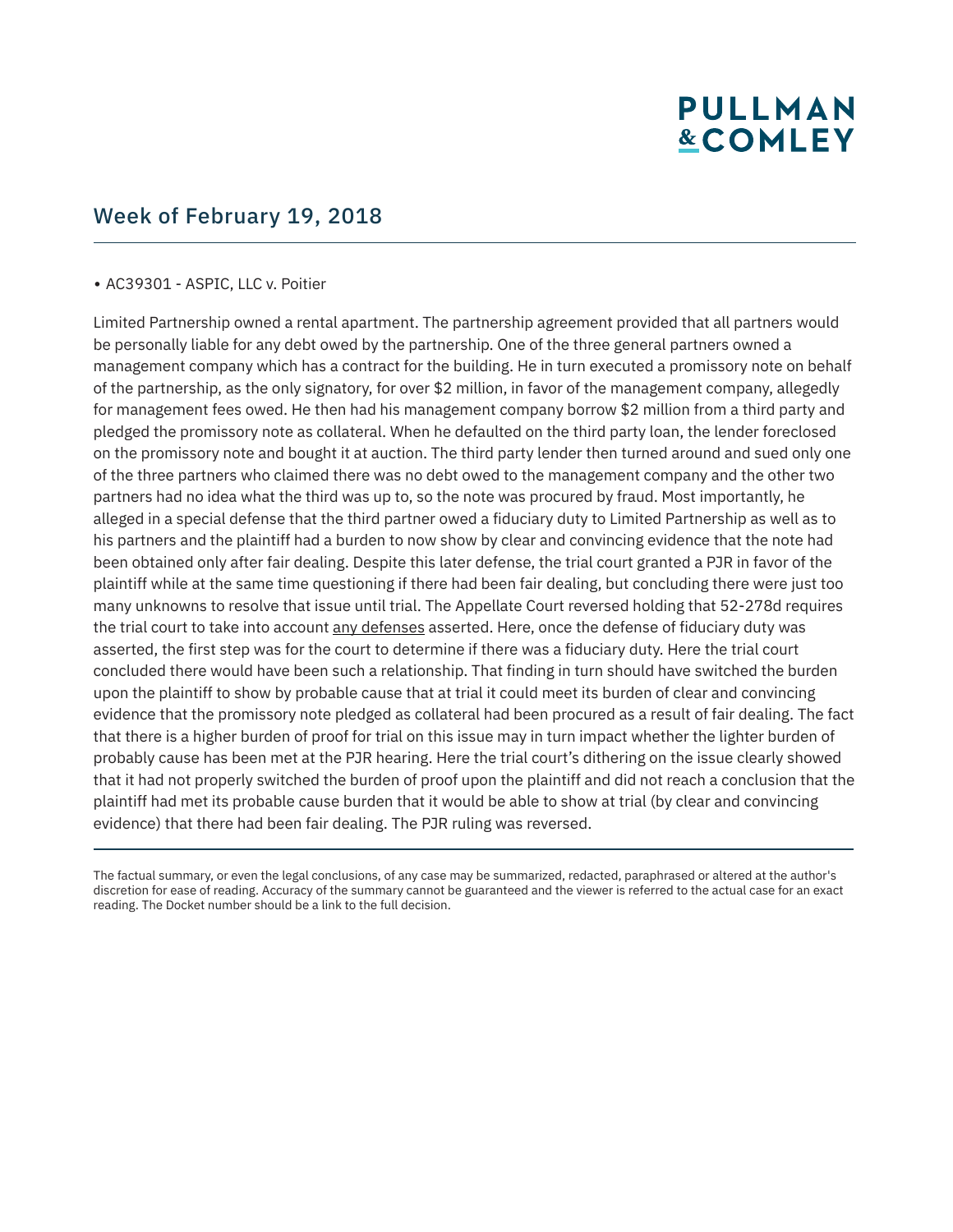## Week of February 19, 2018

• AC39301 - ASPIC, LLC v. Poitier

Limited Partnership owned a rental apartment. The partnership agreement provided that all partners would be personally liable for any debt owed by the partnership. One of the three general partners owned a management company which has a contract for the building. He in turn executed a promissory note on behalf of the partnership, as the only signatory, for over $2 million, in favor of the management company, allegedly for management fees owed. He then had his management company borrow $2 million from a third party and pledged the promissory note as collateral. When he defaulted on the third party loan, the lender foreclosed on the promissory note and bought it at auction. The third party lender then turned around and sued only one of the three partners who claimed there was no debt owed to the management company and the other two partners had no idea what the third was up to, so the note was procured by fraud. Most importantly, he alleged in a special defense that the third partner owed a fiduciary duty to Limited Partnership as well as to his partners and the plaintiff had a burden to now show by clear and convincing evidence that the note had been obtained only after fair dealing. Despite this later defense, the trial court granted a PJR in favor of the plaintiff while at the same time questioning if there had been fair dealing, but concluding there were just too many unknowns to resolve that issue until trial. The Appellate Court reversed holding that 52-278d requires the trial court to take into account <u>any defenses</u> asserted. Here, once the defense of fiduciary duty was asserted, the first step was for the court to determine if there was a fiduciary duty. Here the trial court concluded there would have been such a relationship. That finding in turn should have switched the burden upon the plaintiff to show by probable cause that at trial it could meet its burden of clear and convincing evidence that the promissory note pledged as collateral had been procured as a result of fair dealing. The fact that there is a higher burden of proof for trial on this issue may in turn impact whether the lighter burden of probably cause has been met at the PJR hearing. Here the trial court's dithering on the issue clearly showed that it had not properly switched the burden of proof upon the plaintiff and did not reach a conclusion that the plaintiff had met its probable cause burden that it would be able to show at trial (by clear and convincing evidence) that there had been fair dealing. The PJR ruling was reversed.

---

The factual summary, or even the legal conclusions, of any case may be summarized, redacted, paraphrased or altered at the author's discretion for ease of reading. Accuracy of the summary cannot be guaranteed and the viewer is referred to the actual case for an exact reading. The Docket number should be a link to the full decision.